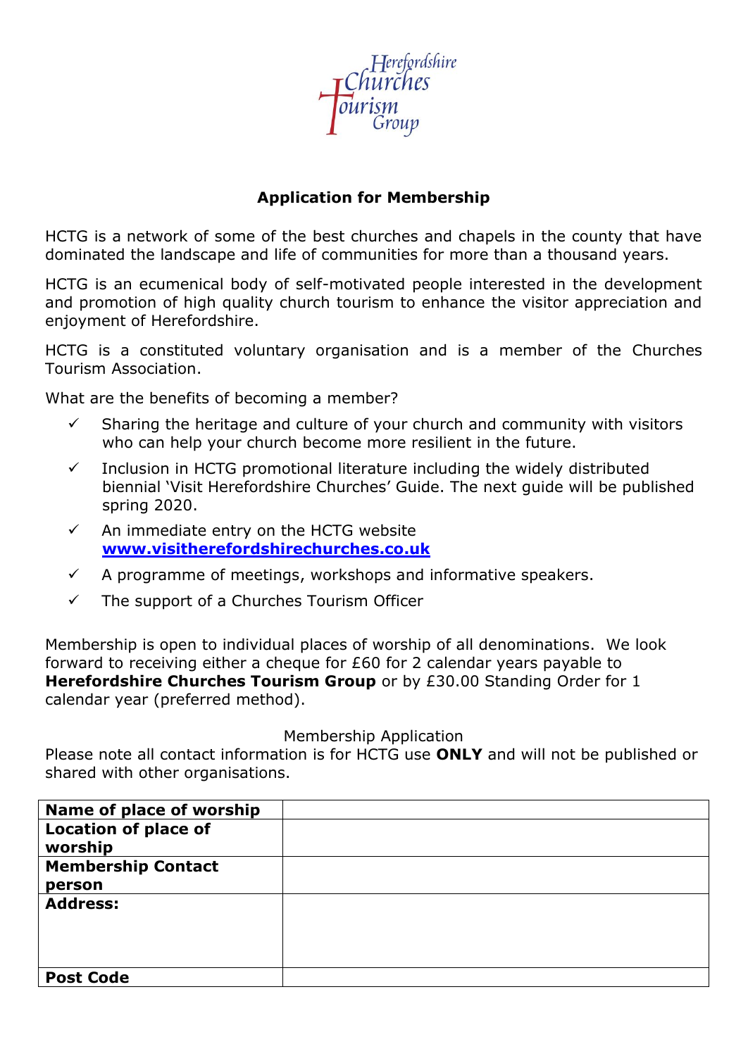Herefordshire Churches Tourism Group

# Application for Membership

HCTG is a network of some of the best churches and chapels in the county that have dominated the landscape and life of communities for more than a thousand years.

HCTG is an ecumenical body of self-motivated people interested in the development and promotion of high quality church tourism to enhance the visitor appreciation and enjoyment of Herefordshire.

HCTG is a constituted voluntary organisation and is a member of the Churches Tourism Association.

What are the benefits of becoming a member?

- ✓ Sharing the heritage and culture of your church and community with visitors who can help your church become more resilient in the future.
- ✓ Inclusion in HCTG promotional literature including the widely distributed biennial 'Visit Herefordshire Churches' Guide. The next guide will be published spring 2020.
- ✓ An immediate entry on the HCTG website **www.visitherefordshirechurches.co.uk**
- ✓ A programme of meetings, workshops and informative speakers.
- ✓ The support of a Churches Tourism Officer

Membership is open to individual places of worship of all denominations. We look forward to receiving either a cheque for £60 for 2 calendar years payable to **Herefordshire Churches Tourism Group** or by £30.00 Standing Order for 1 calendar year (preferred method).

Membership Application

Please note all contact information is for HCTG use **ONLY** and will not be published or shared with other organisations.

| **Name of place of worship** | |
|---|---|
| **Location of place of worship** | |
| **Membership Contact person** | |
| **Address:** | |
| **Post Code** | |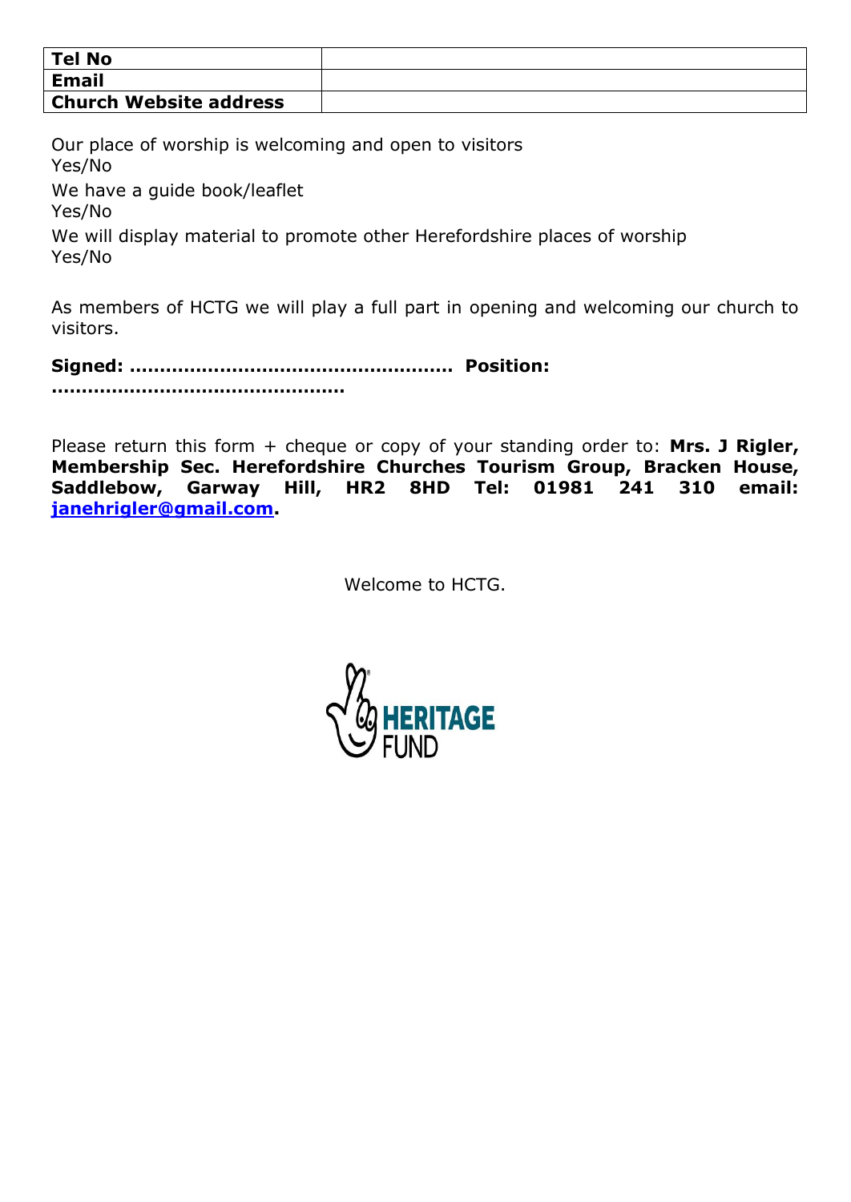| | |
|---|---|
| **Tel No** | |
| **Email** | |
| **Church Website address** | |

Our place of worship is welcoming and open to visitors
Yes/No

We have a guide book/leaflet
Yes/No

We will display material to promote other Herefordshire places of worship
Yes/No

As members of HCTG we will play a full part in opening and welcoming our church to visitors.

**Signed: ……………………………………………… Position: …………………………………………**

Please return this form + cheque or copy of your standing order to: **Mrs. J Rigler, Membership Sec. Herefordshire Churches Tourism Group, Bracken House, Saddlebow, Garway Hill, HR2 8HD Tel: 01981 241 310 email: [janehrigler@gmail.com](mailto:janehrigler@gmail.com).**

Welcome to HCTG.

HERITAGE FUND